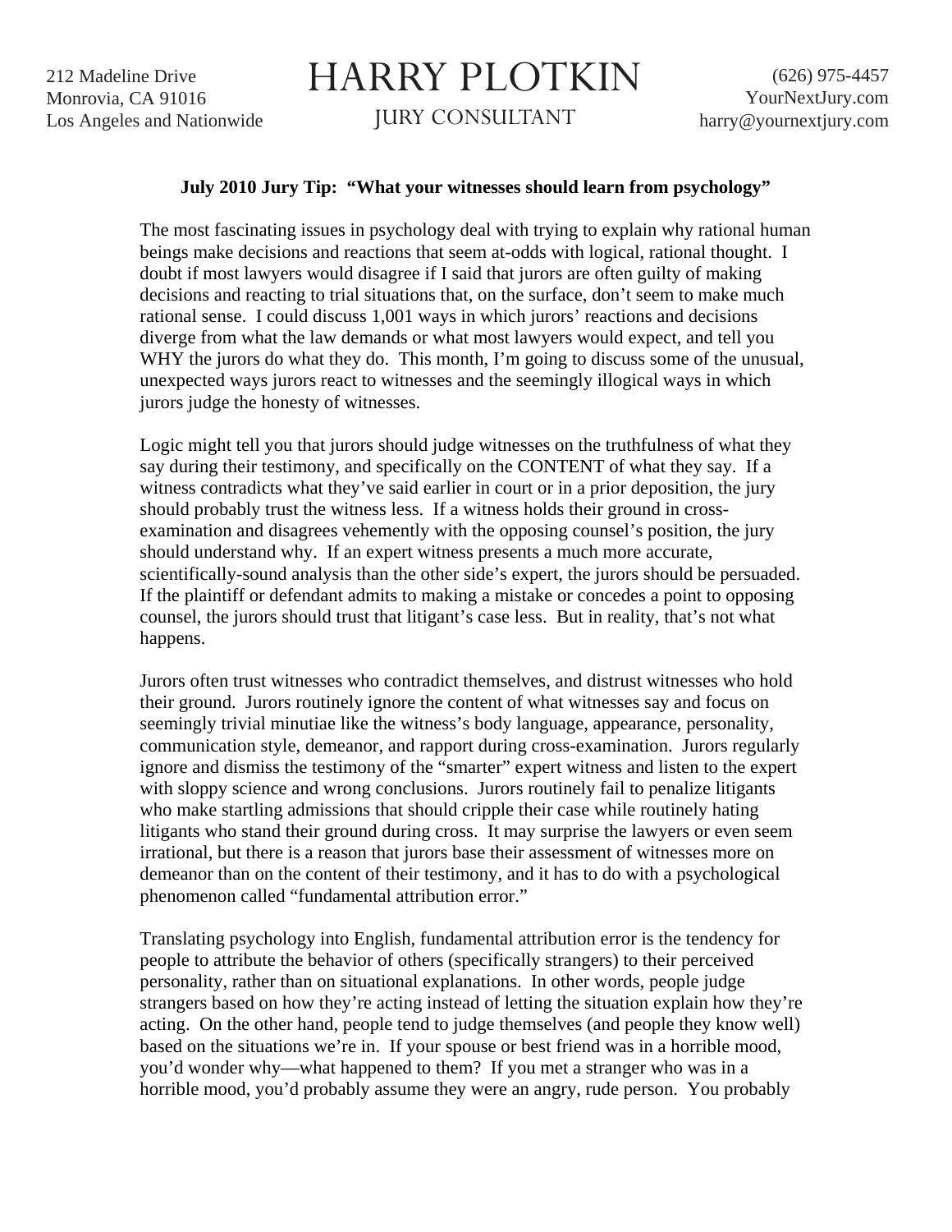212 Madeline Drive
Monrovia, CA 91016
Los Angeles and Nationwide

# HARRY PLOTKIN

JURY CONSULTANT

(626) 975-4457
YourNextJury.com
harry@yournextjury.com

**July 2010 Jury Tip: "What your witnesses should learn from psychology"**

The most fascinating issues in psychology deal with trying to explain why rational human beings make decisions and reactions that seem at-odds with logical, rational thought. I doubt if most lawyers would disagree if I said that jurors are often guilty of making decisions and reacting to trial situations that, on the surface, don't seem to make much rational sense. I could discuss 1,001 ways in which jurors' reactions and decisions diverge from what the law demands or what most lawyers would expect, and tell you WHY the jurors do what they do. This month, I'm going to discuss some of the unusual, unexpected ways jurors react to witnesses and the seemingly illogical ways in which jurors judge the honesty of witnesses.

Logic might tell you that jurors should judge witnesses on the truthfulness of what they say during their testimony, and specifically on the CONTENT of what they say. If a witness contradicts what they've said earlier in court or in a prior deposition, the jury should probably trust the witness less. If a witness holds their ground in cross-examination and disagrees vehemently with the opposing counsel's position, the jury should understand why. If an expert witness presents a much more accurate, scientifically-sound analysis than the other side's expert, the jurors should be persuaded. If the plaintiff or defendant admits to making a mistake or concedes a point to opposing counsel, the jurors should trust that litigant's case less. But in reality, that's not what happens.

Jurors often trust witnesses who contradict themselves, and distrust witnesses who hold their ground. Jurors routinely ignore the content of what witnesses say and focus on seemingly trivial minutiae like the witness's body language, appearance, personality, communication style, demeanor, and rapport during cross-examination. Jurors regularly ignore and dismiss the testimony of the "smarter" expert witness and listen to the expert with sloppy science and wrong conclusions. Jurors routinely fail to penalize litigants who make startling admissions that should cripple their case while routinely hating litigants who stand their ground during cross. It may surprise the lawyers or even seem irrational, but there is a reason that jurors base their assessment of witnesses more on demeanor than on the content of their testimony, and it has to do with a psychological phenomenon called "fundamental attribution error."

Translating psychology into English, fundamental attribution error is the tendency for people to attribute the behavior of others (specifically strangers) to their perceived personality, rather than on situational explanations. In other words, people judge strangers based on how they're acting instead of letting the situation explain how they're acting. On the other hand, people tend to judge themselves (and people they know well) based on the situations we're in. If your spouse or best friend was in a horrible mood, you'd wonder why—what happened to them? If you met a stranger who was in a horrible mood, you'd probably assume they were an angry, rude person. You probably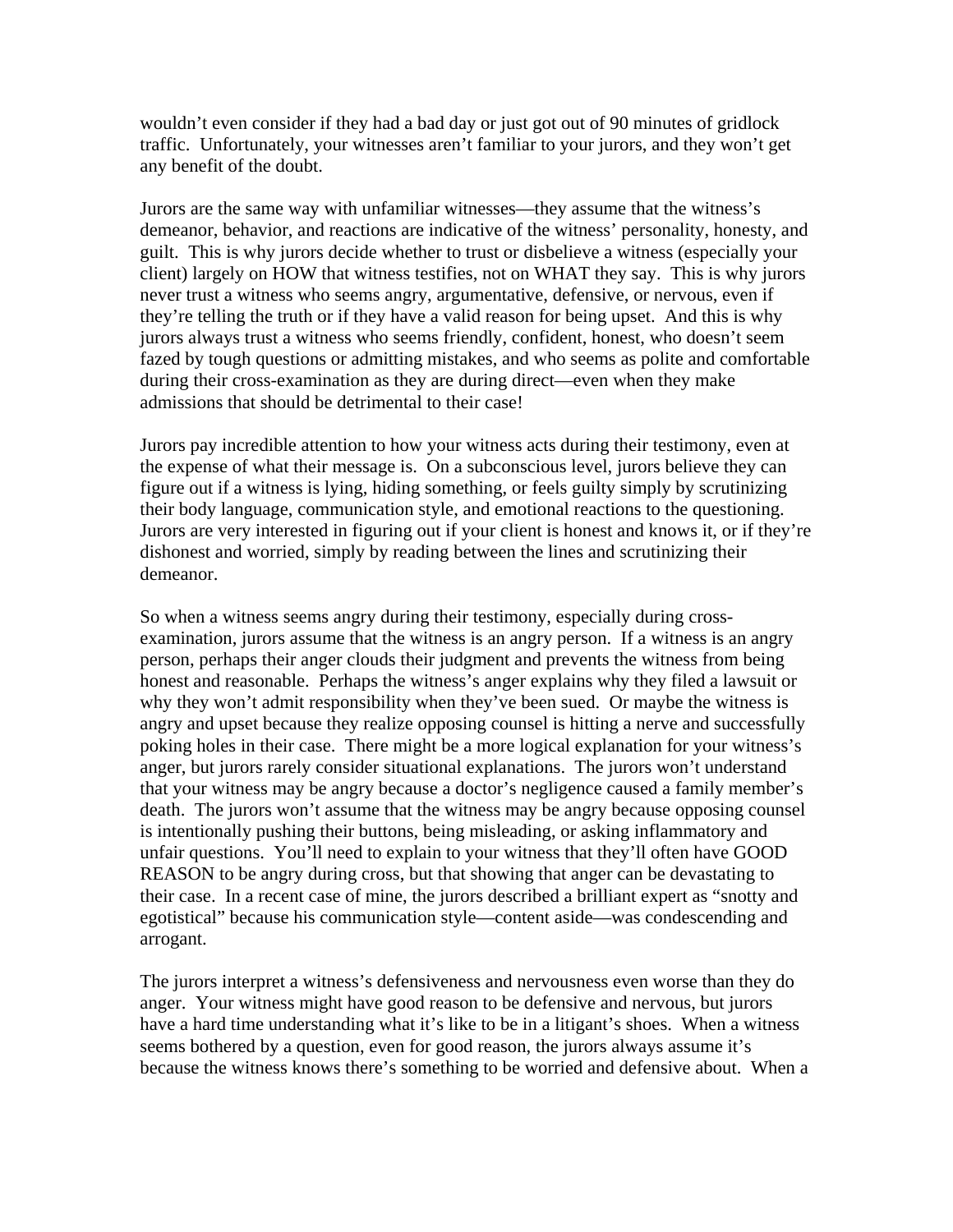wouldn't even consider if they had a bad day or just got out of 90 minutes of gridlock traffic. Unfortunately, your witnesses aren't familiar to your jurors, and they won't get any benefit of the doubt.

Jurors are the same way with unfamiliar witnesses—they assume that the witness's demeanor, behavior, and reactions are indicative of the witness' personality, honesty, and guilt. This is why jurors decide whether to trust or disbelieve a witness (especially your client) largely on HOW that witness testifies, not on WHAT they say. This is why jurors never trust a witness who seems angry, argumentative, defensive, or nervous, even if they're telling the truth or if they have a valid reason for being upset. And this is why jurors always trust a witness who seems friendly, confident, honest, who doesn't seem fazed by tough questions or admitting mistakes, and who seems as polite and comfortable during their cross-examination as they are during direct—even when they make admissions that should be detrimental to their case!

Jurors pay incredible attention to how your witness acts during their testimony, even at the expense of what their message is. On a subconscious level, jurors believe they can figure out if a witness is lying, hiding something, or feels guilty simply by scrutinizing their body language, communication style, and emotional reactions to the questioning. Jurors are very interested in figuring out if your client is honest and knows it, or if they're dishonest and worried, simply by reading between the lines and scrutinizing their demeanor.

So when a witness seems angry during their testimony, especially during cross-examination, jurors assume that the witness is an angry person. If a witness is an angry person, perhaps their anger clouds their judgment and prevents the witness from being honest and reasonable. Perhaps the witness's anger explains why they filed a lawsuit or why they won't admit responsibility when they've been sued. Or maybe the witness is angry and upset because they realize opposing counsel is hitting a nerve and successfully poking holes in their case. There might be a more logical explanation for your witness's anger, but jurors rarely consider situational explanations. The jurors won't understand that your witness may be angry because a doctor's negligence caused a family member's death. The jurors won't assume that the witness may be angry because opposing counsel is intentionally pushing their buttons, being misleading, or asking inflammatory and unfair questions. You'll need to explain to your witness that they'll often have GOOD REASON to be angry during cross, but that showing that anger can be devastating to their case. In a recent case of mine, the jurors described a brilliant expert as "snotty and egotistical" because his communication style—content aside—was condescending and arrogant.

The jurors interpret a witness's defensiveness and nervousness even worse than they do anger. Your witness might have good reason to be defensive and nervous, but jurors have a hard time understanding what it's like to be in a litigant's shoes. When a witness seems bothered by a question, even for good reason, the jurors always assume it's because the witness knows there's something to be worried and defensive about. When a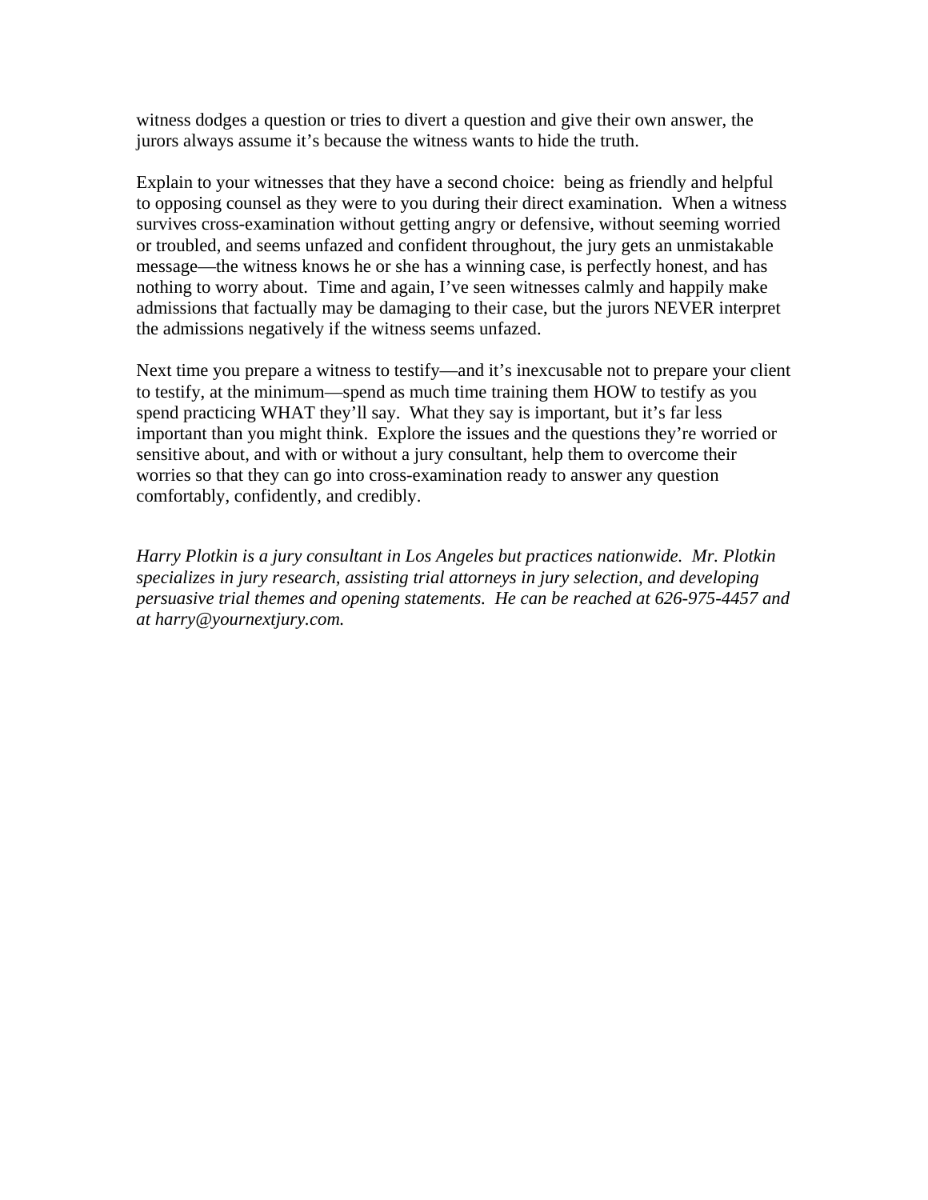witness dodges a question or tries to divert a question and give their own answer, the jurors always assume it's because the witness wants to hide the truth.

Explain to your witnesses that they have a second choice: being as friendly and helpful to opposing counsel as they were to you during their direct examination. When a witness survives cross-examination without getting angry or defensive, without seeming worried or troubled, and seems unfazed and confident throughout, the jury gets an unmistakable message—the witness knows he or she has a winning case, is perfectly honest, and has nothing to worry about. Time and again, I've seen witnesses calmly and happily make admissions that factually may be damaging to their case, but the jurors NEVER interpret the admissions negatively if the witness seems unfazed.

Next time you prepare a witness to testify—and it's inexcusable not to prepare your client to testify, at the minimum—spend as much time training them HOW to testify as you spend practicing WHAT they'll say. What they say is important, but it's far less important than you might think. Explore the issues and the questions they're worried or sensitive about, and with or without a jury consultant, help them to overcome their worries so that they can go into cross-examination ready to answer any question comfortably, confidently, and credibly.

*Harry Plotkin is a jury consultant in Los Angeles but practices nationwide. Mr. Plotkin specializes in jury research, assisting trial attorneys in jury selection, and developing persuasive trial themes and opening statements. He can be reached at 626-975-4457 and at harry@yournextjury.com.*